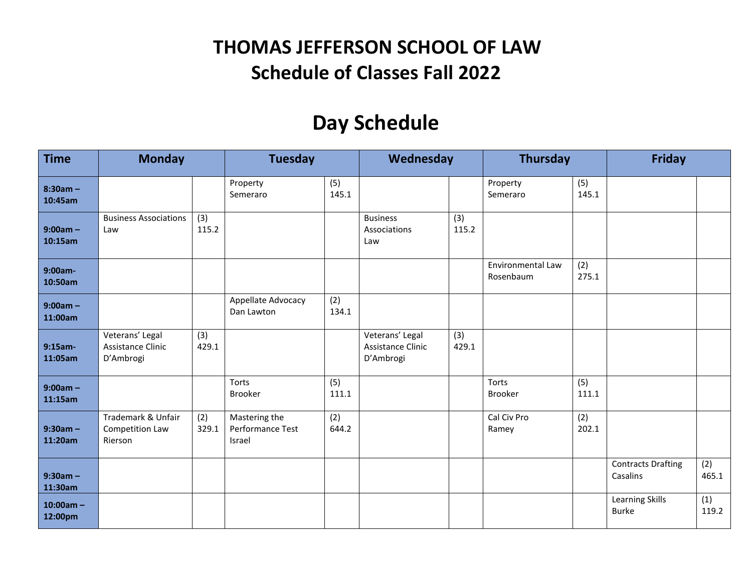# THOMAS JEFFERSON SCHOOL OF LAW
# Schedule of Classes Fall 2022

## Day Schedule

| Time | Monday | | Tuesday | | Wednesday | | Thursday | | Friday | |
|---|---|---|---|---|---|---|---|---|---|---|
| **8:30am – 10:45am** | | | Property Semeraro | (5) 145.1 | | | Property Semeraro | (5) 145.1 | | |
| **9:00am – 10:15am** | Business Associations Law | (3) 115.2 | | | Business Associations Law | (3) 115.2 | | | | |
| **9:00am-10:50am** | | | | | | | Environmental Law Rosenbaum | (2) 275.1 | | |
| **9:00am – 11:00am** | | | Appellate Advocacy Dan Lawton | (2) 134.1 | | | | | | |
| **9:15am-11:05am** | Veterans' Legal Assistance Clinic D'Ambrogi | (3) 429.1 | | | Veterans' Legal Assistance Clinic D'Ambrogi | (3) 429.1 | | | | |
| **9:00am – 11:15am** | | | Torts Brooker | (5) 111.1 | | | Torts Brooker | (5) 111.1 | | |
| **9:30am – 11:20am** | Trademark & Unfair Competition Law Rierson | (2) 329.1 | Mastering the Performance Test Israel | (2) 644.2 | | | Cal Civ Pro Ramey | (2) 202.1 | | |
| **9:30am – 11:30am** | | | | | | | | | Contracts Drafting Casalins | (2) 465.1 |
| **10:00am – 12:00pm** | | | | | | | | | Learning Skills Burke | (1) 119.2 |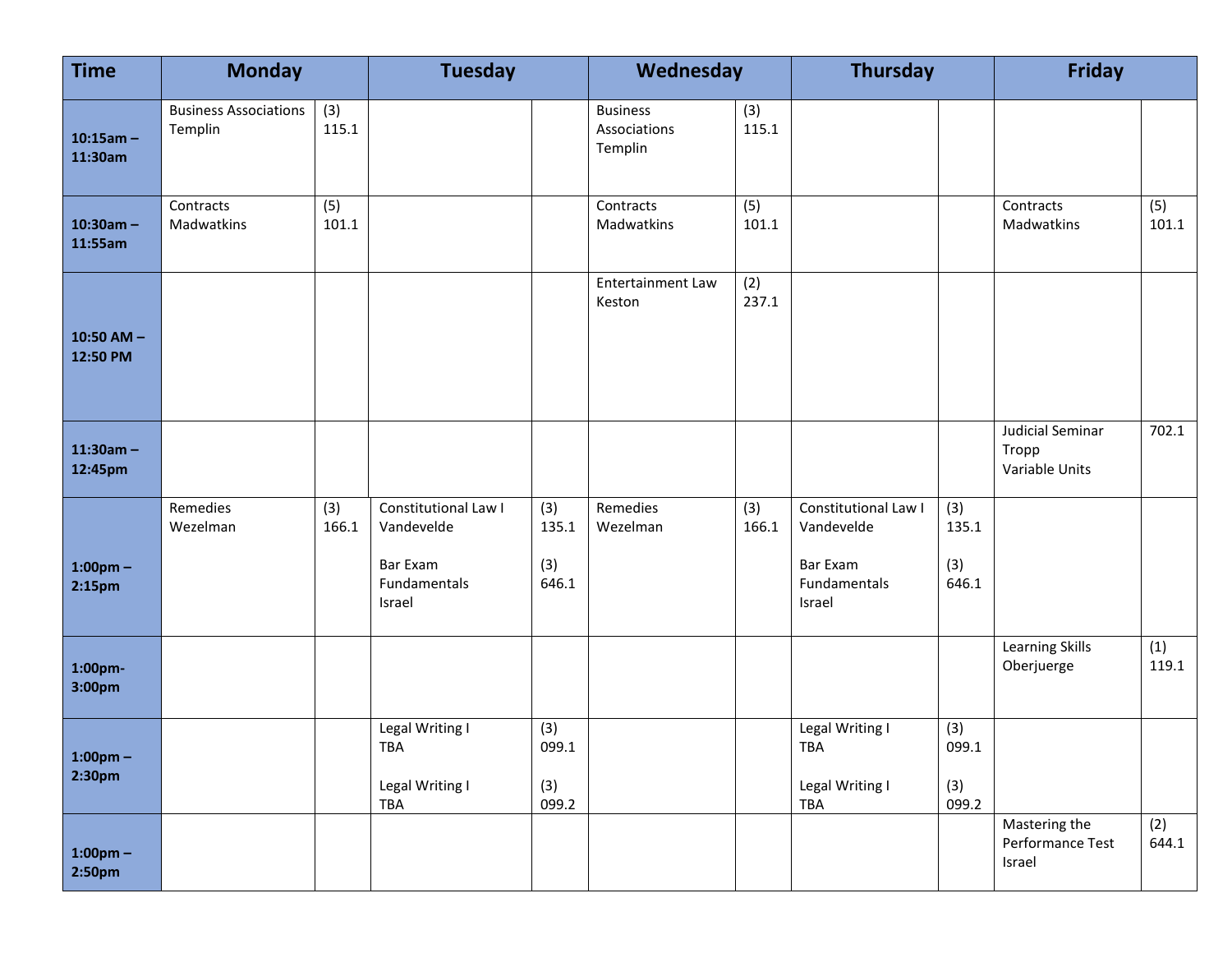| Time | Monday | | Tuesday | | Wednesday | | Thursday | | Friday | |
|---|---|---|---|---|---|---|---|---|---|---|
| **10:15am – 11:30am** | Business Associations Templin | (3) 115.1 | | | Business Associations Templin | (3) 115.1 | | | | |
| **10:30am – 11:55am** | Contracts Madwatkins | (5) 101.1 | | | Contracts Madwatkins | (5) 101.1 | | | Contracts Madwatkins | (5) 101.1 |
| **10:50 AM – 12:50 PM** | | | | | Entertainment Law Keston | (2) 237.1 | | | | |
| **11:30am – 12:45pm** | | | | | | | | | Judicial Seminar Tropp Variable Units | 702.1 |
| **1:00pm – 2:15pm** | Remedies Wezelman | (3) 166.1 | Constitutional Law I Vandevelde<br><br>Bar Exam Fundamentals Israel | (3) 135.1<br><br>(3) 646.1 | Remedies Wezelman | (3) 166.1 | Constitutional Law I Vandevelde<br><br>Bar Exam Fundamentals Israel | (3) 135.1<br><br>(3) 646.1 | | |
| **1:00pm-3:00pm** | | | | | | | | | Learning Skills Oberjuerge | (1) 119.1 |
| **1:00pm – 2:30pm** | | | Legal Writing I TBA<br><br>Legal Writing I TBA | (3) 099.1<br><br>(3) 099.2 | | | Legal Writing I TBA<br><br>Legal Writing I TBA | (3) 099.1<br><br>(3) 099.2 | | |
| **1:00pm – 2:50pm** | | | | | | | | | Mastering the Performance Test Israel | (2) 644.1 |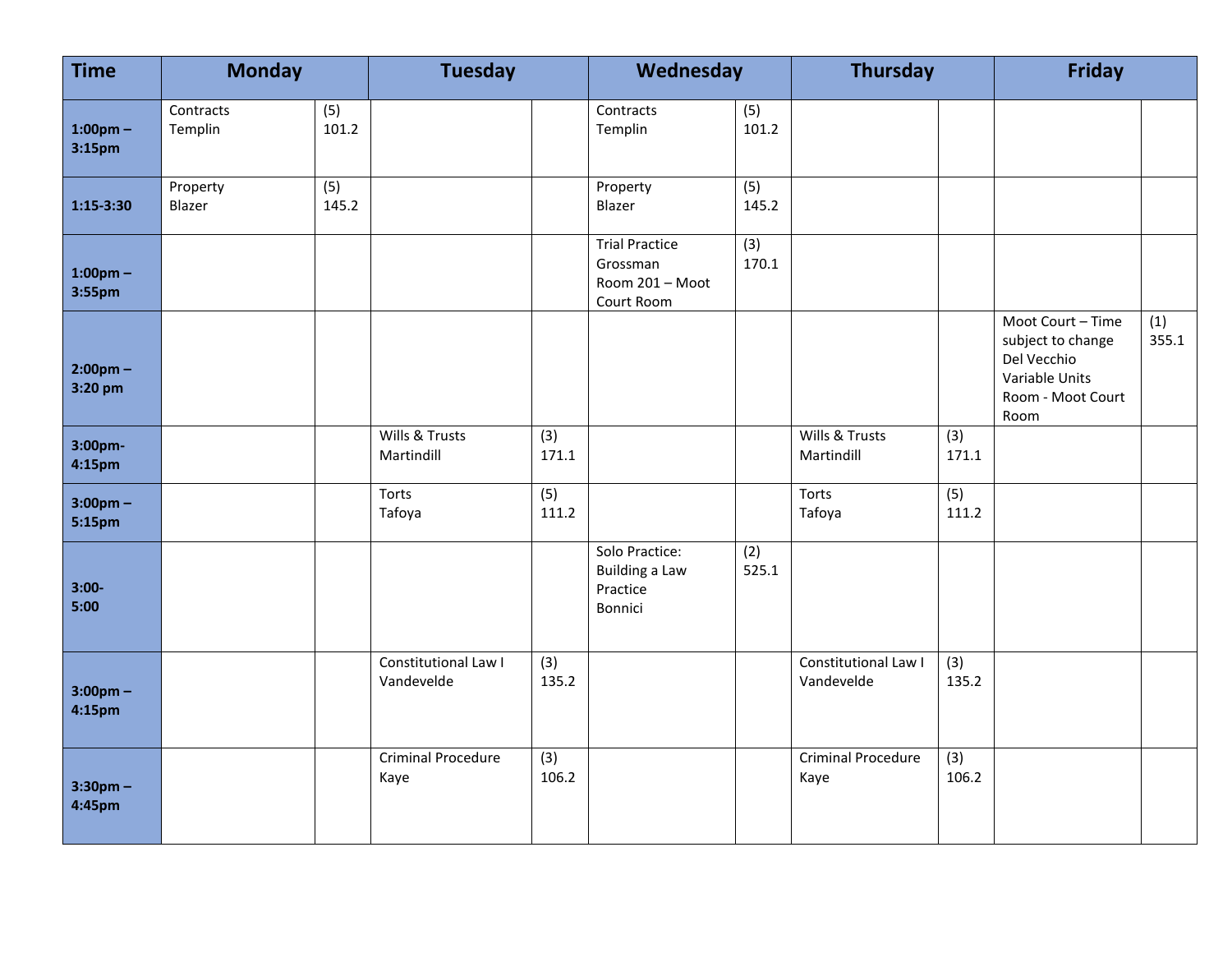| Time | Monday | | Tuesday | | Wednesday | | Thursday | | Friday | |
|---|---|---|---|---|---|---|---|---|---|---|
| **1:00pm – 3:15pm** | Contracts Templin | (5) 101.2 | | | Contracts Templin | (5) 101.2 | | | | |
| **1:15-3:30** | Property Blazer | (5) 145.2 | | | Property Blazer | (5) 145.2 | | | | |
| **1:00pm – 3:55pm** | | | | | Trial Practice Grossman Room 201 – Moot Court Room | (3) 170.1 | | | | |
| **2:00pm – 3:20 pm** | | | | | | | | | Moot Court – Time subject to change Del Vecchio Variable Units Room - Moot Court Room | (1) 355.1 |
| **3:00pm- 4:15pm** | | | Wills & Trusts Martindill | (3) 171.1 | | | Wills & Trusts Martindill | (3) 171.1 | | |
| **3:00pm – 5:15pm** | | | Torts Tafoya | (5) 111.2 | | | Torts Tafoya | (5) 111.2 | | |
| **3:00- 5:00** | | | | | Solo Practice: Building a Law Practice Bonnici | (2) 525.1 | | | | |
| **3:00pm – 4:15pm** | | | Constitutional Law I Vandevelde | (3) 135.2 | | | Constitutional Law I Vandevelde | (3) 135.2 | | |
| **3:30pm – 4:45pm** | | | Criminal Procedure Kaye | (3) 106.2 | | | Criminal Procedure Kaye | (3) 106.2 | | |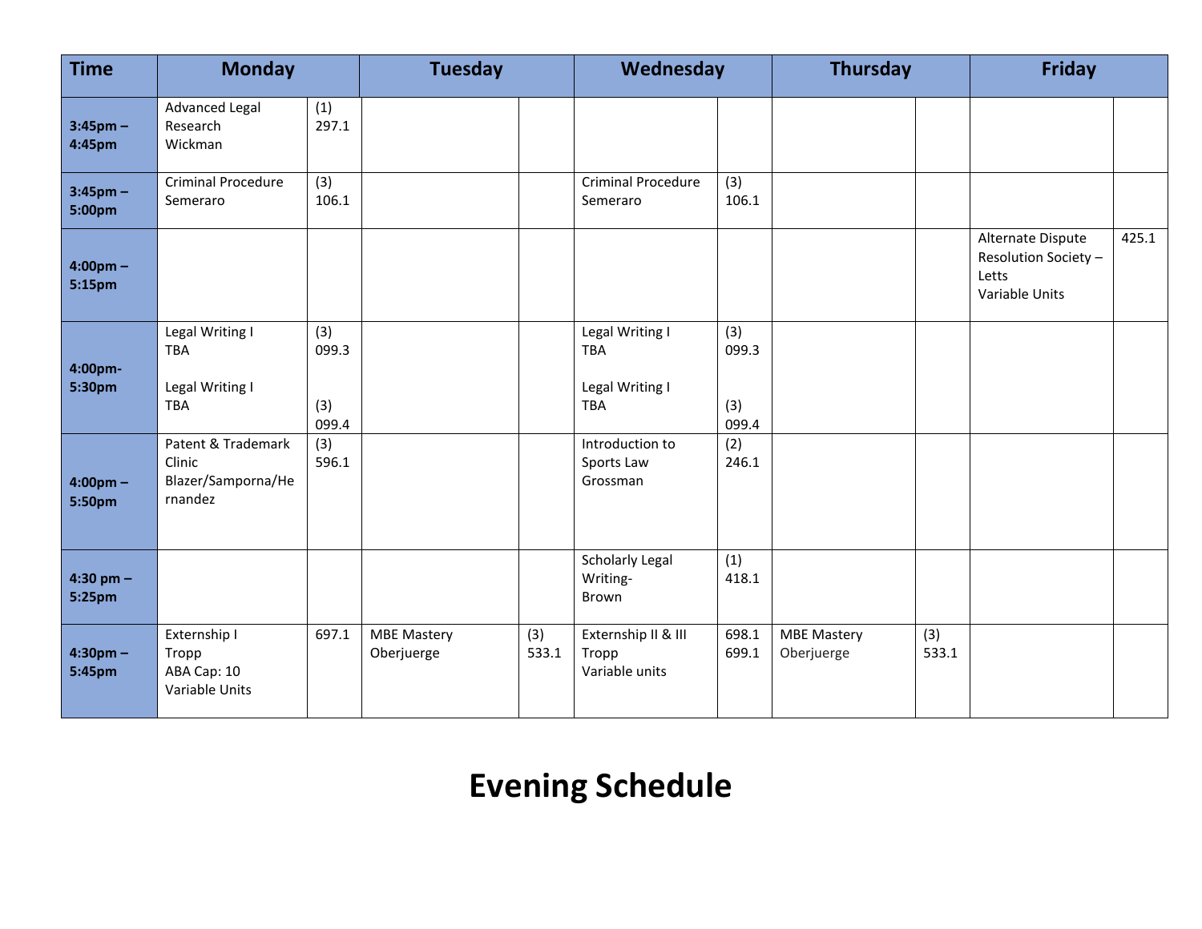| Time | Monday | | Tuesday | | Wednesday | | Thursday | | Friday | |
|---|---|---|---|---|---|---|---|---|---|---|
| **3:45pm – 4:45pm** | Advanced Legal Research<br>Wickman | (1)<br>297.1 | | | | | | | | |
| **3:45pm – 5:00pm** | Criminal Procedure<br>Semeraro | (3)<br>106.1 | | | Criminal Procedure<br>Semeraro | (3)<br>106.1 | | | | |
| **4:00pm – 5:15pm** | | | | | | | | | Alternate Dispute Resolution Society – Letts<br>Variable Units | 425.1 |
| **4:00pm- 5:30pm** | Legal Writing I<br>TBA<br><br>Legal Writing I<br>TBA | (3)<br>099.3<br><br>(3)<br>099.4 | | | Legal Writing I<br>TBA<br><br>Legal Writing I<br>TBA | (3)<br>099.3<br><br>(3)<br>099.4 | | | | |
| **4:00pm – 5:50pm** | Patent & Trademark Clinic<br>Blazer/Samporna/Hernandez | (3)<br>596.1 | | | Introduction to Sports Law<br>Grossman | (2)<br>246.1 | | | | |
| **4:30 pm – 5:25pm** | | | | | Scholarly Legal Writing-<br>Brown | (1)<br>418.1 | | | | |
| **4:30pm – 5:45pm** | Externship I<br>Tropp<br>ABA Cap: 10<br>Variable Units | 697.1 | MBE Mastery<br>Oberjuerge | (3)<br>533.1 | Externship II & III<br>Tropp<br>Variable units | 698.1<br>699.1 | MBE Mastery<br>Oberjuerge | (3)<br>533.1 | | |

# Evening Schedule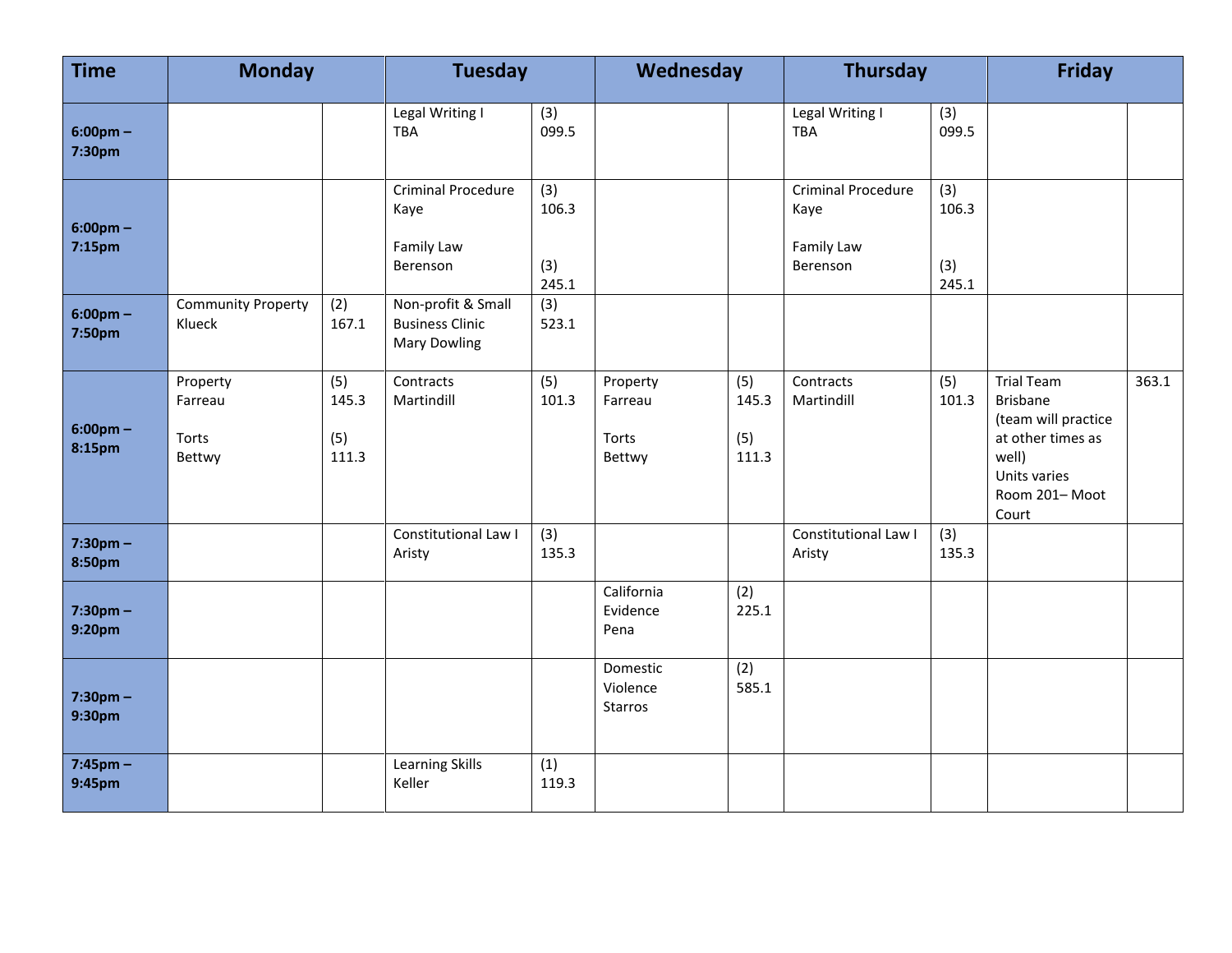| Time | Monday | | Tuesday | | Wednesday | | Thursday | | Friday | |
|---|---|---|---|---|---|---|---|---|---|---|
| **6:00pm – 7:30pm** | | | Legal Writing I<br>TBA | (3)<br>099.5 | | | Legal Writing I<br>TBA | (3)<br>099.5 | | |
| **6:00pm – 7:15pm** | | | Criminal Procedure<br>Kaye<br><br>Family Law<br>Berenson | (3)<br>106.3<br><br>(3)<br>245.1 | | | Criminal Procedure<br>Kaye<br><br>Family Law<br>Berenson | (3)<br>106.3<br><br>(3)<br>245.1 | | |
| **6:00pm – 7:50pm** | Community Property<br>Klueck | (2)<br>167.1 | Non-profit & Small Business Clinic<br>Mary Dowling | (3)<br>523.1 | | | | | | |
| **6:00pm – 8:15pm** | Property<br>Farreau<br><br>Torts<br>Bettwy | (5)<br>145.3<br><br>(5)<br>111.3 | Contracts<br>Martindill | (5)<br>101.3 | Property<br>Farreau<br><br>Torts<br>Bettwy | (5)<br>145.3<br><br>(5)<br>111.3 | Contracts<br>Martindill | (5)<br>101.3 | Trial Team<br>Brisbane<br>(team will practice at other times as well)<br>Units varies<br>Room 201– Moot Court | 363.1 |
| **7:30pm – 8:50pm** | | | Constitutional Law I<br>Aristy | (3)<br>135.3 | | | Constitutional Law I<br>Aristy | (3)<br>135.3 | | |
| **7:30pm – 9:20pm** | | | | | California Evidence<br>Pena | (2)<br>225.1 | | | | |
| **7:30pm – 9:30pm** | | | | | Domestic Violence<br>Starros | (2)<br>585.1 | | | | |
| **7:45pm – 9:45pm** | | | Learning Skills<br>Keller | (1)<br>119.3 | | | | | | |